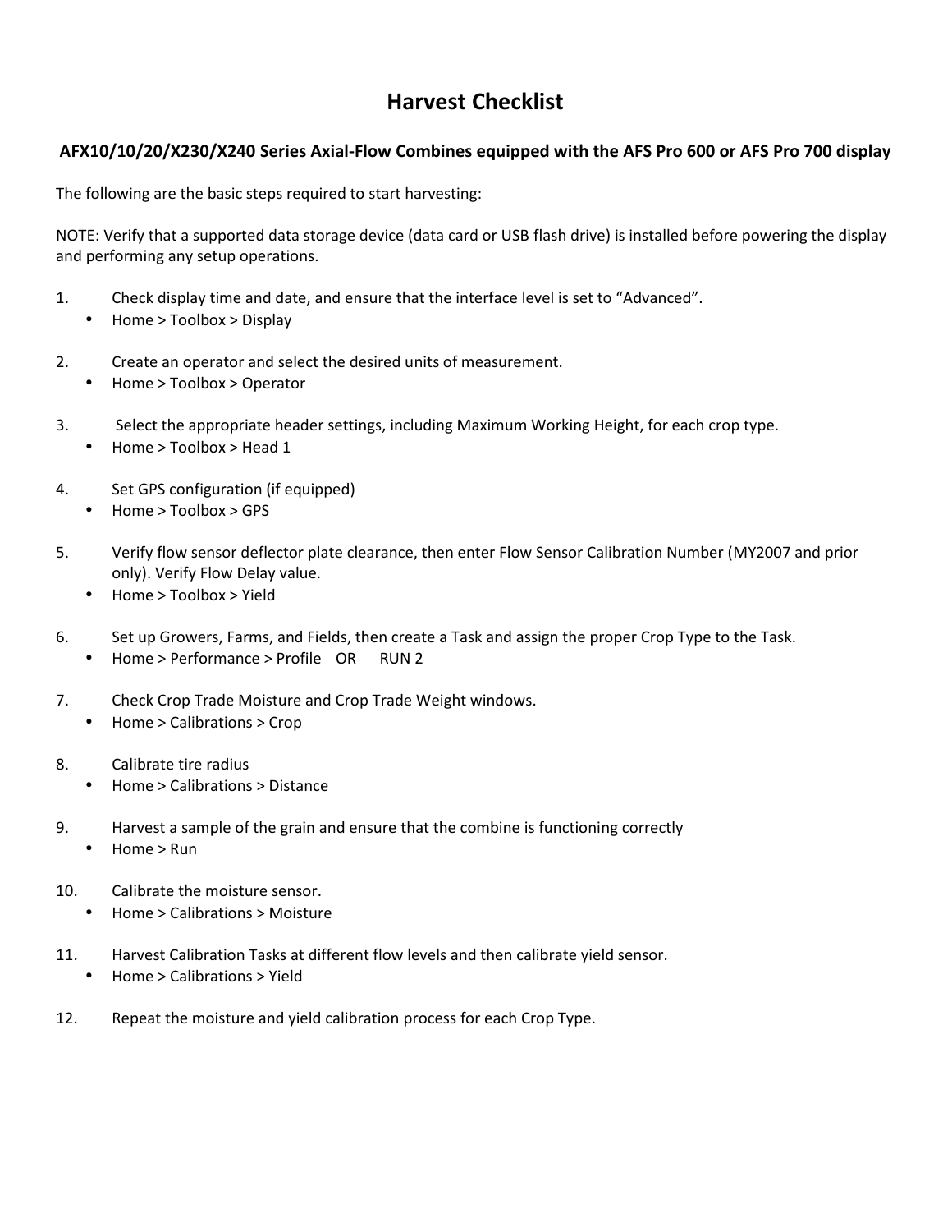# Harvest Checklist

## AFX10/10/20/X230/X240 Series Axial-Flow Combines equipped with the AFS Pro 600 or AFS Pro 700 display

The following are the basic steps required to start harvesting:

NOTE: Verify that a supported data storage device (data card or USB flash drive) is installed before powering the display and performing any setup operations.

1. Check display time and date, and ensure that the interface level is set to "Advanced".
   - Home > Toolbox > Display

2. Create an operator and select the desired units of measurement.
   - Home > Toolbox > Operator

3. Select the appropriate header settings, including Maximum Working Height, for each crop type.
   - Home > Toolbox > Head 1

4. Set GPS configuration (if equipped)
   - Home > Toolbox > GPS

5. Verify flow sensor deflector plate clearance, then enter Flow Sensor Calibration Number (MY2007 and prior only). Verify Flow Delay value.
   - Home > Toolbox > Yield

6. Set up Growers, Farms, and Fields, then create a Task and assign the proper Crop Type to the Task.
   - Home > Performance > Profile OR RUN 2

7. Check Crop Trade Moisture and Crop Trade Weight windows.
   - Home > Calibrations > Crop

8. Calibrate tire radius
   - Home > Calibrations > Distance

9. Harvest a sample of the grain and ensure that the combine is functioning correctly
   - Home > Run

10. Calibrate the moisture sensor.
    - Home > Calibrations > Moisture

11. Harvest Calibration Tasks at different flow levels and then calibrate yield sensor.
    - Home > Calibrations > Yield

12. Repeat the moisture and yield calibration process for each Crop Type.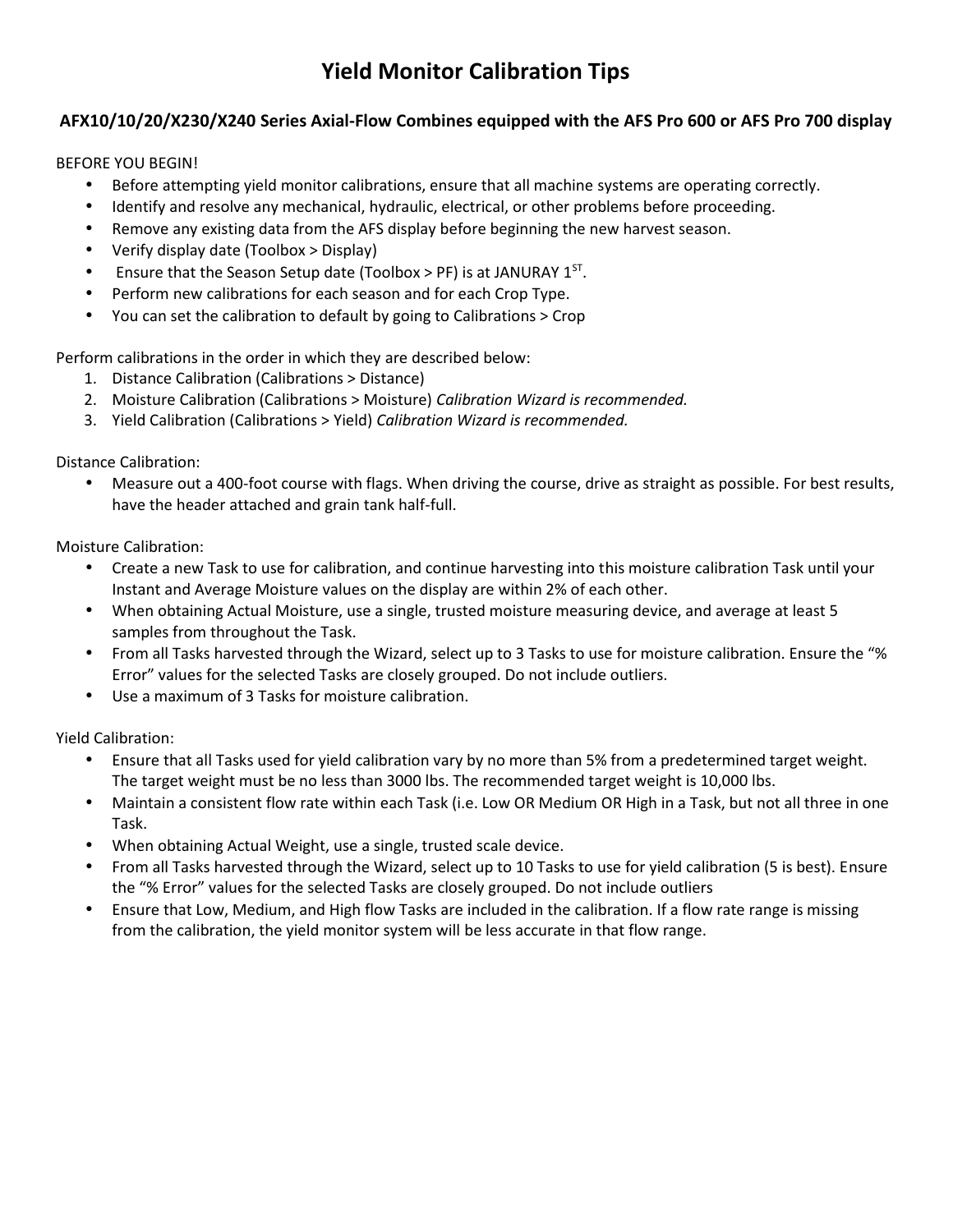# Yield Monitor Calibration Tips

## AFX10/10/20/X230/X240 Series Axial-Flow Combines equipped with the AFS Pro 600 or AFS Pro 700 display

BEFORE YOU BEGIN!

- Before attempting yield monitor calibrations, ensure that all machine systems are operating correctly.
- Identify and resolve any mechanical, hydraulic, electrical, or other problems before proceeding.
- Remove any existing data from the AFS display before beginning the new harvest season.
- Verify display date (Toolbox > Display)
- Ensure that the Season Setup date (Toolbox > PF) is at JANURAY 1$^{ST}$.
- Perform new calibrations for each season and for each Crop Type.
- You can set the calibration to default by going to Calibrations > Crop

Perform calibrations in the order in which they are described below:

1. Distance Calibration (Calibrations > Distance)
2. Moisture Calibration (Calibrations > Moisture) *Calibration Wizard is recommended.*
3. Yield Calibration (Calibrations > Yield) *Calibration Wizard is recommended.*

Distance Calibration:

- Measure out a 400-foot course with flags. When driving the course, drive as straight as possible. For best results, have the header attached and grain tank half-full.

Moisture Calibration:

- Create a new Task to use for calibration, and continue harvesting into this moisture calibration Task until your Instant and Average Moisture values on the display are within 2% of each other.
- When obtaining Actual Moisture, use a single, trusted moisture measuring device, and average at least 5 samples from throughout the Task.
- From all Tasks harvested through the Wizard, select up to 3 Tasks to use for moisture calibration. Ensure the "% Error" values for the selected Tasks are closely grouped. Do not include outliers.
- Use a maximum of 3 Tasks for moisture calibration.

Yield Calibration:

- Ensure that all Tasks used for yield calibration vary by no more than 5% from a predetermined target weight. The target weight must be no less than 3000 lbs. The recommended target weight is 10,000 lbs.
- Maintain a consistent flow rate within each Task (i.e. Low OR Medium OR High in a Task, but not all three in one Task.
- When obtaining Actual Weight, use a single, trusted scale device.
- From all Tasks harvested through the Wizard, select up to 10 Tasks to use for yield calibration (5 is best). Ensure the "% Error" values for the selected Tasks are closely grouped. Do not include outliers
- Ensure that Low, Medium, and High flow Tasks are included in the calibration. If a flow rate range is missing from the calibration, the yield monitor system will be less accurate in that flow range.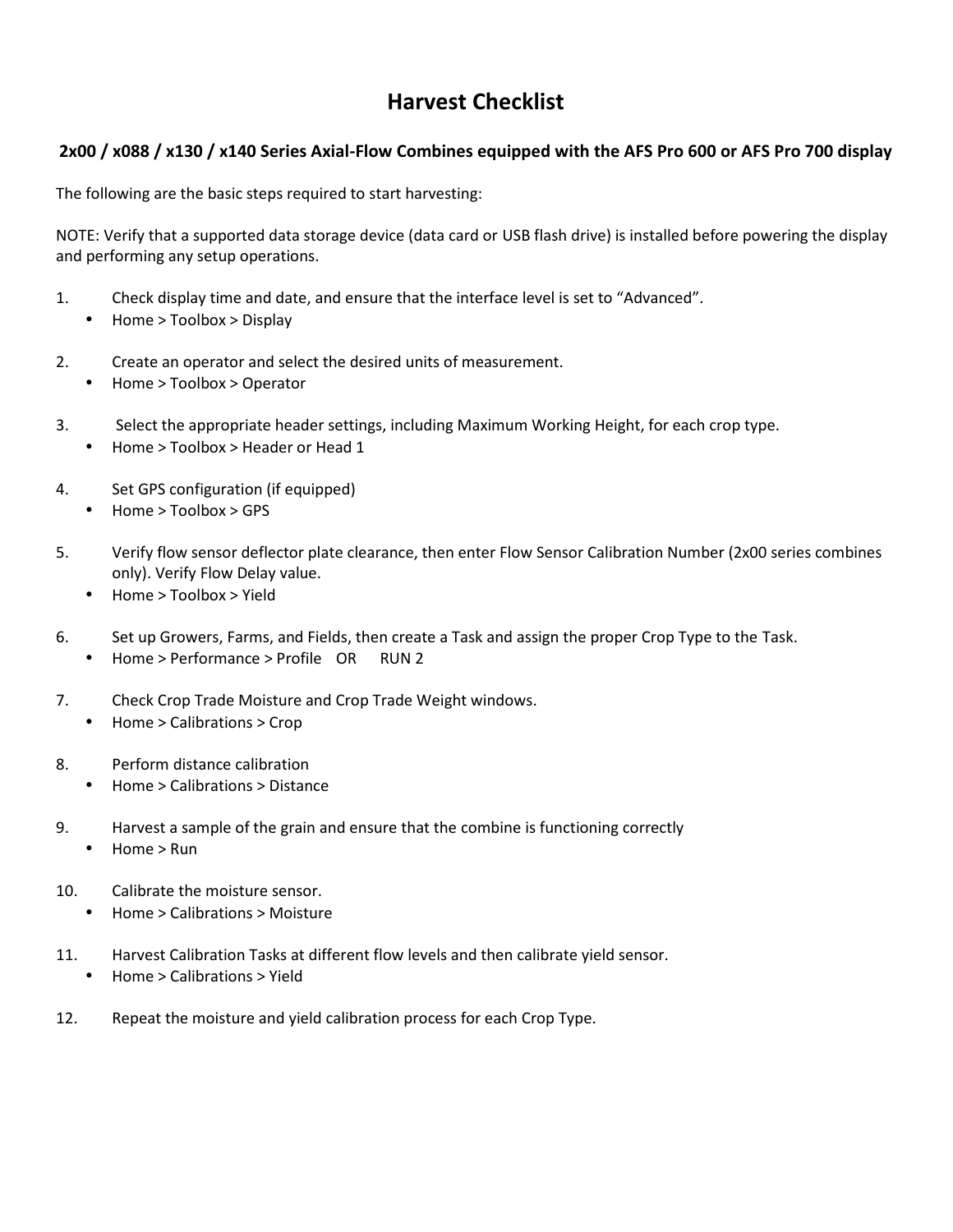# Harvest Checklist

## 2x00 / x088 / x130 / x140 Series Axial-Flow Combines equipped with the AFS Pro 600 or AFS Pro 700 display

The following are the basic steps required to start harvesting:

NOTE: Verify that a supported data storage device (data card or USB flash drive) is installed before powering the display and performing any setup operations.

1. Check display time and date, and ensure that the interface level is set to "Advanced".
   - Home > Toolbox > Display

2. Create an operator and select the desired units of measurement.
   - Home > Toolbox > Operator

3. Select the appropriate header settings, including Maximum Working Height, for each crop type.
   - Home > Toolbox > Header or Head 1

4. Set GPS configuration (if equipped)
   - Home > Toolbox > GPS

5. Verify flow sensor deflector plate clearance, then enter Flow Sensor Calibration Number (2x00 series combines only). Verify Flow Delay value.
   - Home > Toolbox > Yield

6. Set up Growers, Farms, and Fields, then create a Task and assign the proper Crop Type to the Task.
   - Home > Performance > Profile OR RUN 2

7. Check Crop Trade Moisture and Crop Trade Weight windows.
   - Home > Calibrations > Crop

8. Perform distance calibration
   - Home > Calibrations > Distance

9. Harvest a sample of the grain and ensure that the combine is functioning correctly
   - Home > Run

10. Calibrate the moisture sensor.
    - Home > Calibrations > Moisture

11. Harvest Calibration Tasks at different flow levels and then calibrate yield sensor.
    - Home > Calibrations > Yield

12. Repeat the moisture and yield calibration process for each Crop Type.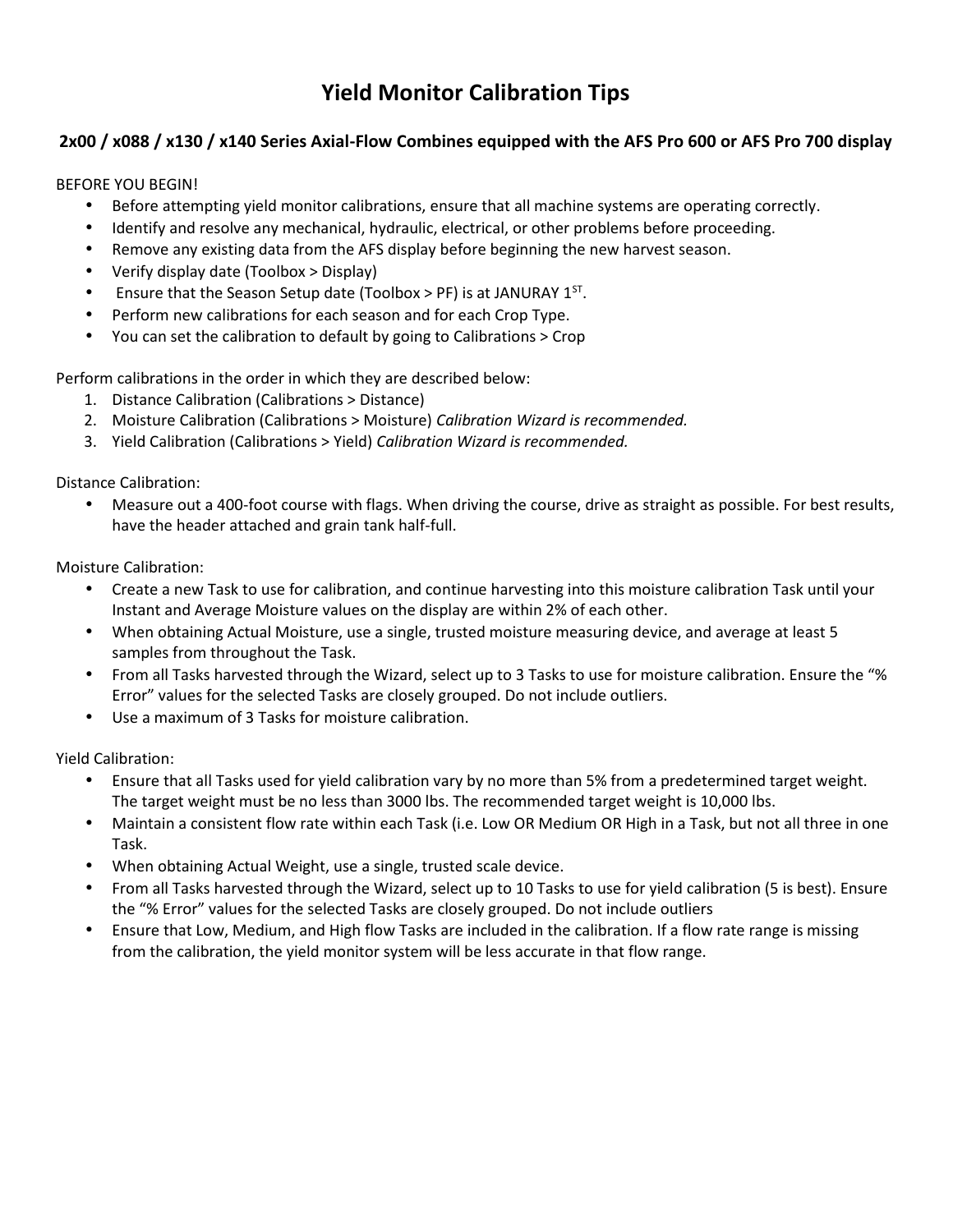# Yield Monitor Calibration Tips

## 2x00 / x088 / x130 / x140 Series Axial-Flow Combines equipped with the AFS Pro 600 or AFS Pro 700 display

BEFORE YOU BEGIN!

- Before attempting yield monitor calibrations, ensure that all machine systems are operating correctly.
- Identify and resolve any mechanical, hydraulic, electrical, or other problems before proceeding.
- Remove any existing data from the AFS display before beginning the new harvest season.
- Verify display date (Toolbox > Display)
- Ensure that the Season Setup date (Toolbox > PF) is at JANURAY 1ST.
- Perform new calibrations for each season and for each Crop Type.
- You can set the calibration to default by going to Calibrations > Crop

Perform calibrations in the order in which they are described below:

1. Distance Calibration (Calibrations > Distance)
2. Moisture Calibration (Calibrations > Moisture) *Calibration Wizard is recommended.*
3. Yield Calibration (Calibrations > Yield) *Calibration Wizard is recommended.*

Distance Calibration:

- Measure out a 400-foot course with flags. When driving the course, drive as straight as possible. For best results, have the header attached and grain tank half-full.

Moisture Calibration:

- Create a new Task to use for calibration, and continue harvesting into this moisture calibration Task until your Instant and Average Moisture values on the display are within 2% of each other.
- When obtaining Actual Moisture, use a single, trusted moisture measuring device, and average at least 5 samples from throughout the Task.
- From all Tasks harvested through the Wizard, select up to 3 Tasks to use for moisture calibration. Ensure the "% Error" values for the selected Tasks are closely grouped. Do not include outliers.
- Use a maximum of 3 Tasks for moisture calibration.

Yield Calibration:

- Ensure that all Tasks used for yield calibration vary by no more than 5% from a predetermined target weight. The target weight must be no less than 3000 lbs. The recommended target weight is 10,000 lbs.
- Maintain a consistent flow rate within each Task (i.e. Low OR Medium OR High in a Task, but not all three in one Task.
- When obtaining Actual Weight, use a single, trusted scale device.
- From all Tasks harvested through the Wizard, select up to 10 Tasks to use for yield calibration (5 is best). Ensure the "% Error" values for the selected Tasks are closely grouped. Do not include outliers
- Ensure that Low, Medium, and High flow Tasks are included in the calibration. If a flow rate range is missing from the calibration, the yield monitor system will be less accurate in that flow range.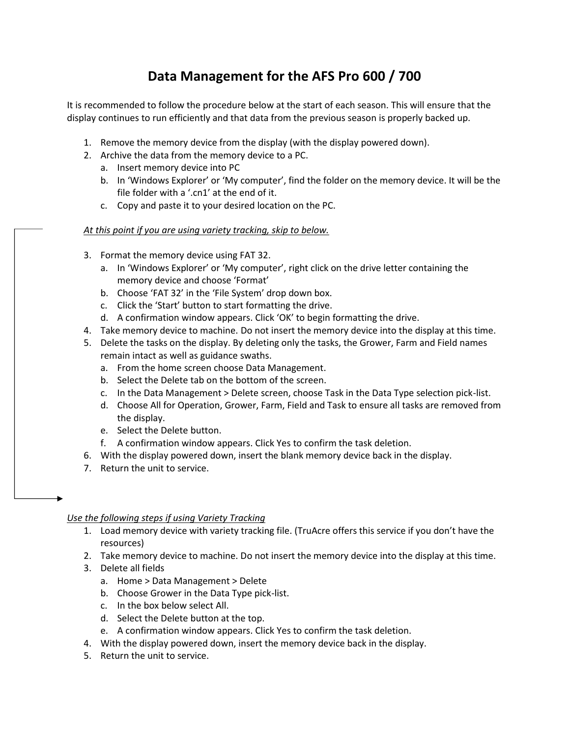# Data Management for the AFS Pro 600 / 700

It is recommended to follow the procedure below at the start of each season. This will ensure that the display continues to run efficiently and that data from the previous season is properly backed up.

1. Remove the memory device from the display (with the display powered down).
2. Archive the data from the memory device to a PC.
   a. Insert memory device into PC
   b. In 'Windows Explorer' or 'My computer', find the folder on the memory device. It will be the file folder with a '.cn1' at the end of it.
   c. Copy and paste it to your desired location on the PC.

*At this point if you are using variety tracking, skip to below.*

3. Format the memory device using FAT 32.
   a. In 'Windows Explorer' or 'My computer', right click on the drive letter containing the memory device and choose 'Format'
   b. Choose 'FAT 32' in the 'File System' drop down box.
   c. Click the 'Start' button to start formatting the drive.
   d. A confirmation window appears. Click 'OK' to begin formatting the drive.
4. Take memory device to machine. Do not insert the memory device into the display at this time.
5. Delete the tasks on the display. By deleting only the tasks, the Grower, Farm and Field names remain intact as well as guidance swaths.
   a. From the home screen choose Data Management.
   b. Select the Delete tab on the bottom of the screen.
   c. In the Data Management > Delete screen, choose Task in the Data Type selection pick-list.
   d. Choose All for Operation, Grower, Farm, Field and Task to ensure all tasks are removed from the display.
   e. Select the Delete button.
   f. A confirmation window appears. Click Yes to confirm the task deletion.
6. With the display powered down, insert the blank memory device back in the display.
7. Return the unit to service.

*Use the following steps if using Variety Tracking*

1. Load memory device with variety tracking file. (TruAcre offers this service if you don't have the resources)
2. Take memory device to machine. Do not insert the memory device into the display at this time.
3. Delete all fields
   a. Home > Data Management > Delete
   b. Choose Grower in the Data Type pick-list.
   c. In the box below select All.
   d. Select the Delete button at the top.
   e. A confirmation window appears. Click Yes to confirm the task deletion.
4. With the display powered down, insert the memory device back in the display.
5. Return the unit to service.